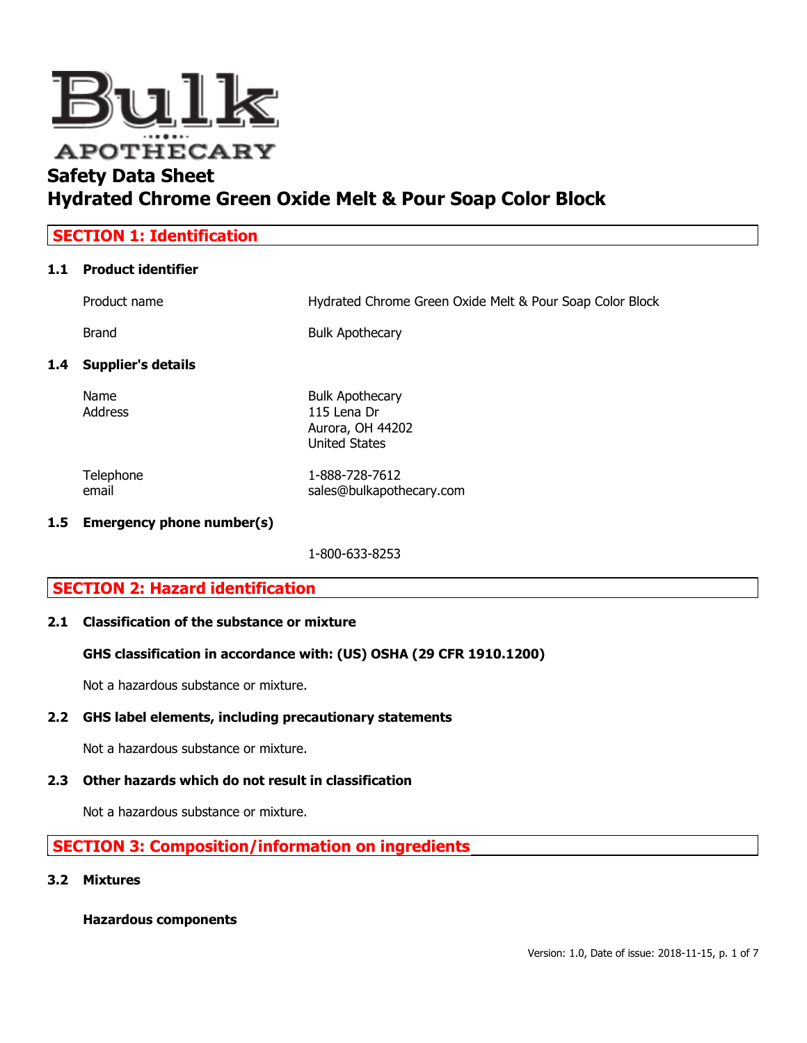Bulk APOTHECARY

# Safety Data Sheet
# Hydrated Chrome Green Oxide Melt & Pour Soap Color Block

## SECTION 1: Identification

### 1.1 Product identifier

| | |
|---|---|
| Product name | Hydrated Chrome Green Oxide Melt & Pour Soap Color Block |
| Brand | Bulk Apothecary |

### 1.4 Supplier's details

| | |
|---|---|
| Name | Bulk Apothecary |
| Address | 115 Lena Dr<br>Aurora, OH 44202<br>United States |
| Telephone | 1-888-728-7612 |
| email | sales@bulkapothecary.com |

### 1.5 Emergency phone number(s)

1-800-633-8253

## SECTION 2: Hazard identification

### 2.1 Classification of the substance or mixture

**GHS classification in accordance with: (US) OSHA (29 CFR 1910.1200)**

Not a hazardous substance or mixture.

### 2.2 GHS label elements, including precautionary statements

Not a hazardous substance or mixture.

### 2.3 Other hazards which do not result in classification

Not a hazardous substance or mixture.

## SECTION 3: Composition/information on ingredients

### 3.2 Mixtures

**Hazardous components**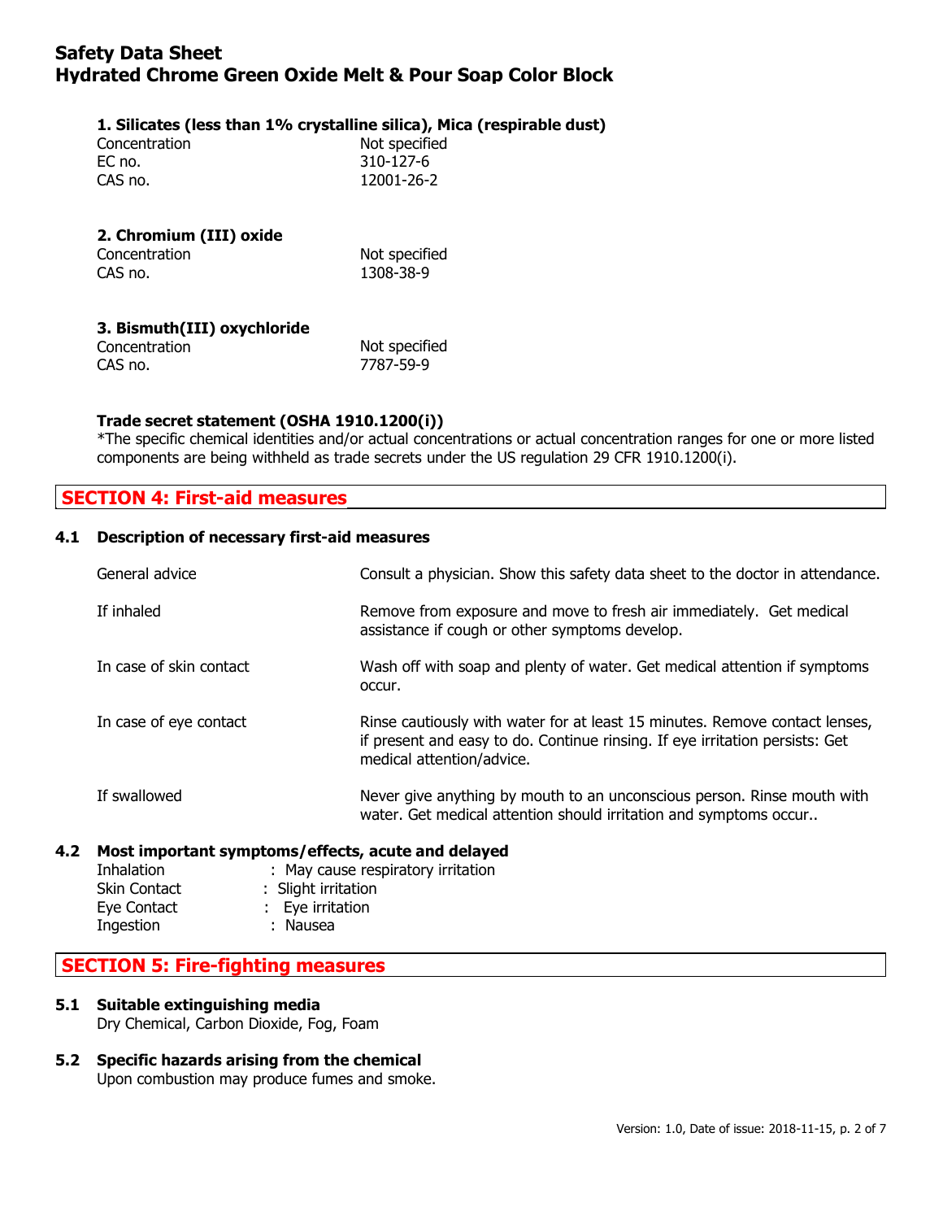**1. Silicates (less than 1% crystalline silica), Mica (respirable dust)**

| | |
|---|---|
| Concentration | Not specified |
| EC no. | 310-127-6 |
| CAS no. | 12001-26-2 |

**2. Chromium (III) oxide**

| | |
|---|---|
| Concentration | Not specified |
| CAS no. | 1308-38-9 |

**3. Bismuth(III) oxychloride**

| | |
|---|---|
| Concentration | Not specified |
| CAS no. | 7787-59-9 |

**Trade secret statement (OSHA 1910.1200(i))**

*The specific chemical identities and/or actual concentrations or actual concentration ranges for one or more listed components are being withheld as trade secrets under the US regulation 29 CFR 1910.1200(i).

## SECTION 4: First-aid measures

### 4.1 Description of necessary first-aid measures

| | |
|---|---|
| General advice | Consult a physician. Show this safety data sheet to the doctor in attendance. |
| If inhaled | Remove from exposure and move to fresh air immediately. Get medical assistance if cough or other symptoms develop. |
| In case of skin contact | Wash off with soap and plenty of water. Get medical attention if symptoms occur. |
| In case of eye contact | Rinse cautiously with water for at least 15 minutes. Remove contact lenses, if present and easy to do. Continue rinsing. If eye irritation persists: Get medical attention/advice. |
| If swallowed | Never give anything by mouth to an unconscious person. Rinse mouth with water. Get medical attention should irritation and symptoms occur.. |

### 4.2 Most important symptoms/effects, acute and delayed

Inhalation : May cause respiratory irritation
Skin Contact : Slight irritation
Eye Contact : Eye irritation
Ingestion : Nausea

## SECTION 5: Fire-fighting measures

### 5.1 Suitable extinguishing media

Dry Chemical, Carbon Dioxide, Fog, Foam

### 5.2 Specific hazards arising from the chemical

Upon combustion may produce fumes and smoke.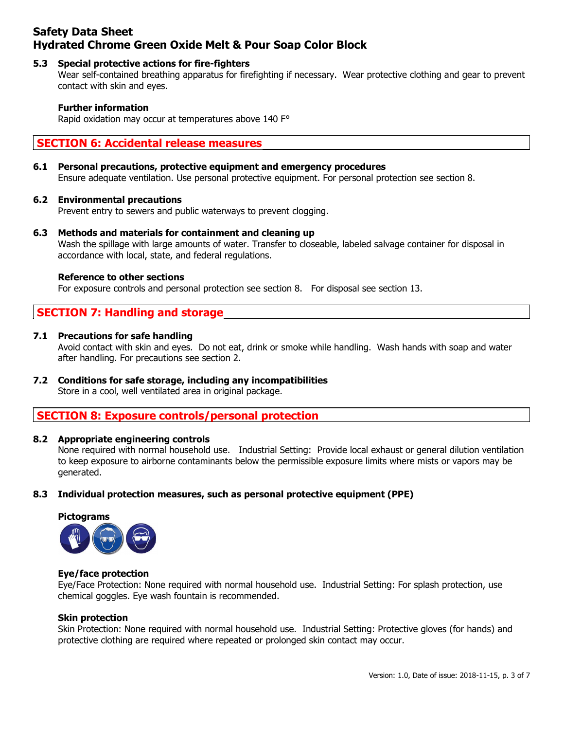### 5.3 Special protective actions for fire-fighters

Wear self-contained breathing apparatus for firefighting if necessary. Wear protective clothing and gear to prevent contact with skin and eyes.

**Further information**

Rapid oxidation may occur at temperatures above 140 F°

## SECTION 6: Accidental release measures

### 6.1 Personal precautions, protective equipment and emergency procedures

Ensure adequate ventilation. Use personal protective equipment. For personal protection see section 8.

### 6.2 Environmental precautions

Prevent entry to sewers and public waterways to prevent clogging.

### 6.3 Methods and materials for containment and cleaning up

Wash the spillage with large amounts of water. Transfer to closeable, labeled salvage container for disposal in accordance with local, state, and federal regulations.

**Reference to other sections**

For exposure controls and personal protection see section 8. For disposal see section 13.

## SECTION 7: Handling and storage

### 7.1 Precautions for safe handling

Avoid contact with skin and eyes. Do not eat, drink or smoke while handling. Wash hands with soap and water after handling. For precautions see section 2.

### 7.2 Conditions for safe storage, including any incompatibilities

Store in a cool, well ventilated area in original package.

## SECTION 8: Exposure controls/personal protection

### 8.2 Appropriate engineering controls

None required with normal household use. Industrial Setting: Provide local exhaust or general dilution ventilation to keep exposure to airborne contaminants below the permissible exposure limits where mists or vapors may be generated.

### 8.3 Individual protection measures, such as personal protective equipment (PPE)

**Pictograms**

**Eye/face protection**

Eye/Face Protection: None required with normal household use. Industrial Setting: For splash protection, use chemical goggles. Eye wash fountain is recommended.

**Skin protection**

Skin Protection: None required with normal household use. Industrial Setting: Protective gloves (for hands) and protective clothing are required where repeated or prolonged skin contact may occur.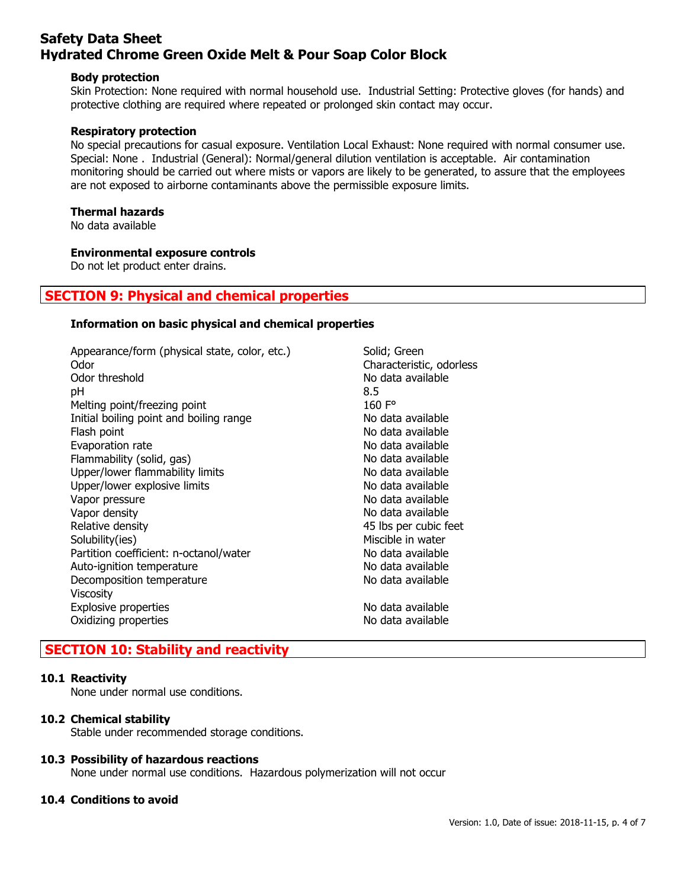**Body protection**

Skin Protection: None required with normal household use. Industrial Setting: Protective gloves (for hands) and protective clothing are required where repeated or prolonged skin contact may occur.

**Respiratory protection**

No special precautions for casual exposure. Ventilation Local Exhaust: None required with normal consumer use. Special: None . Industrial (General): Normal/general dilution ventilation is acceptable. Air contamination monitoring should be carried out where mists or vapors are likely to be generated, to assure that the employees are not exposed to airborne contaminants above the permissible exposure limits.

**Thermal hazards**

No data available

**Environmental exposure controls**

Do not let product enter drains.

## SECTION 9: Physical and chemical properties

**Information on basic physical and chemical properties**

| | |
|---|---|
| Appearance/form (physical state, color, etc.) | Solid; Green |
| Odor | Characteristic, odorless |
| Odor threshold | No data available |
| pH | 8.5 |
| Melting point/freezing point | 160 F° |
| Initial boiling point and boiling range | No data available |
| Flash point | No data available |
| Evaporation rate | No data available |
| Flammability (solid, gas) | No data available |
| Upper/lower flammability limits | No data available |
| Upper/lower explosive limits | No data available |
| Vapor pressure | No data available |
| Vapor density | No data available |
| Relative density | 45 lbs per cubic feet |
| Solubility(ies) | Miscible in water |
| Partition coefficient: n-octanol/water | No data available |
| Auto-ignition temperature | No data available |
| Decomposition temperature | No data available |
| Viscosity | |
| Explosive properties | No data available |
| Oxidizing properties | No data available |

## SECTION 10: Stability and reactivity

**10.1 Reactivity**

None under normal use conditions.

**10.2 Chemical stability**

Stable under recommended storage conditions.

**10.3 Possibility of hazardous reactions**

None under normal use conditions. Hazardous polymerization will not occur

**10.4 Conditions to avoid**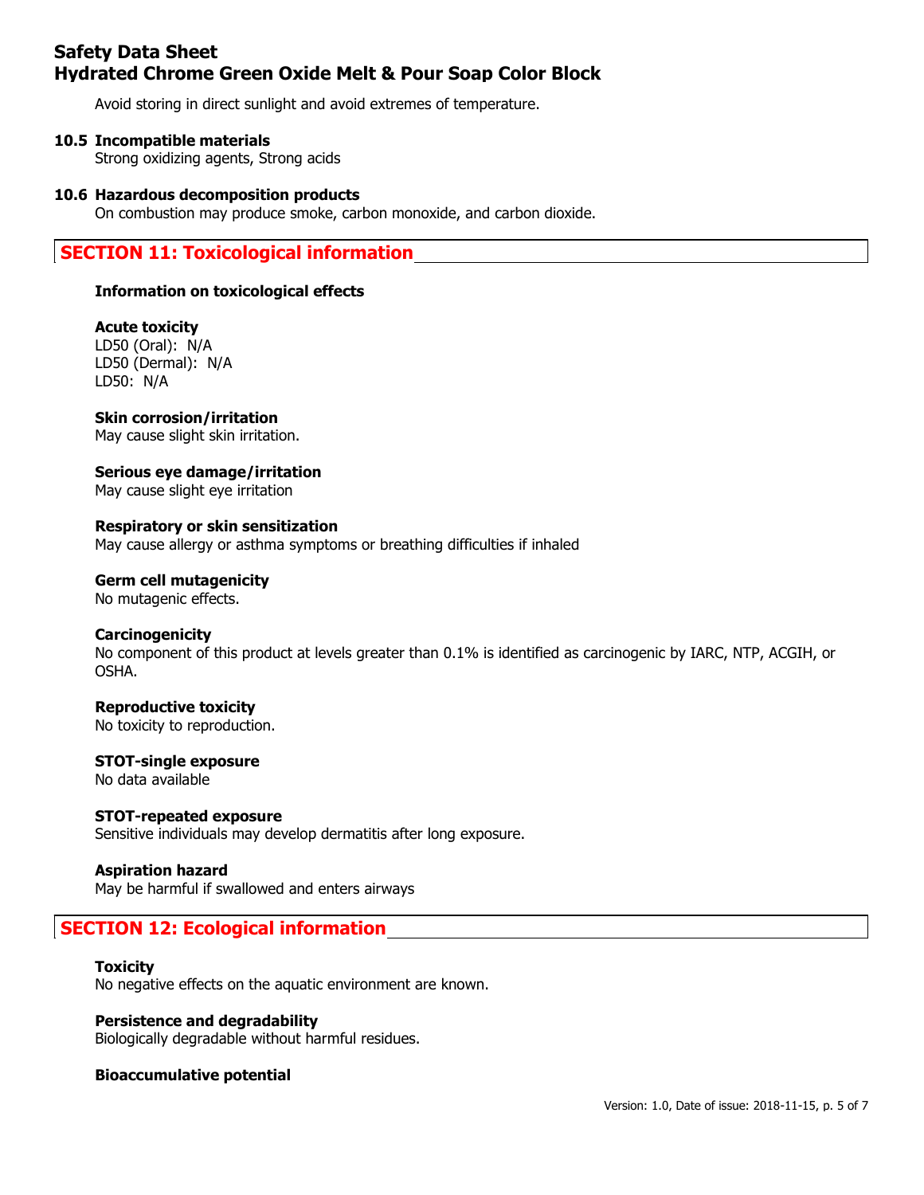Avoid storing in direct sunlight and avoid extremes of temperature.

### 10.5 Incompatible materials

Strong oxidizing agents, Strong acids

### 10.6 Hazardous decomposition products

On combustion may produce smoke, carbon monoxide, and carbon dioxide.

## SECTION 11: Toxicological information

**Information on toxicological effects**

**Acute toxicity**

LD50 (Oral): N/A
LD50 (Dermal): N/A
LD50: N/A

**Skin corrosion/irritation**

May cause slight skin irritation.

**Serious eye damage/irritation**

May cause slight eye irritation

**Respiratory or skin sensitization**

May cause allergy or asthma symptoms or breathing difficulties if inhaled

**Germ cell mutagenicity**

No mutagenic effects.

**Carcinogenicity**

No component of this product at levels greater than 0.1% is identified as carcinogenic by IARC, NTP, ACGIH, or OSHA.

**Reproductive toxicity**

No toxicity to reproduction.

**STOT-single exposure**

No data available

**STOT-repeated exposure**

Sensitive individuals may develop dermatitis after long exposure.

**Aspiration hazard**

May be harmful if swallowed and enters airways

## SECTION 12: Ecological information

**Toxicity**

No negative effects on the aquatic environment are known.

**Persistence and degradability**

Biologically degradable without harmful residues.

**Bioaccumulative potential**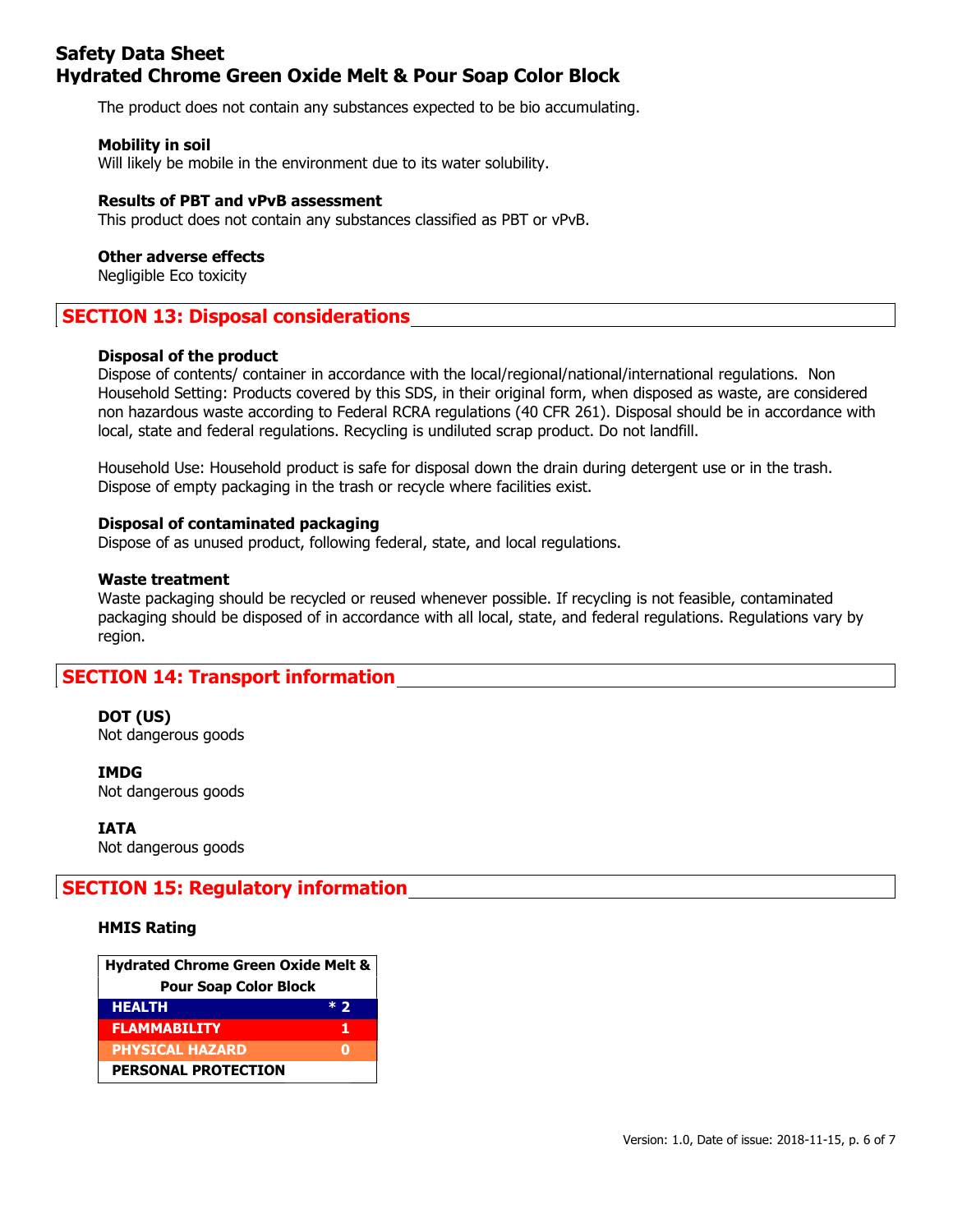The product does not contain any substances expected to be bio accumulating.

### Mobility in soil

Will likely be mobile in the environment due to its water solubility.

### Results of PBT and vPvB assessment

This product does not contain any substances classified as PBT or vPvB.

### Other adverse effects

Negligible Eco toxicity

## SECTION 13: Disposal considerations

### Disposal of the product

Dispose of contents/ container in accordance with the local/regional/national/international regulations. Non Household Setting: Products covered by this SDS, in their original form, when disposed as waste, are considered non hazardous waste according to Federal RCRA regulations (40 CFR 261). Disposal should be in accordance with local, state and federal regulations. Recycling is undiluted scrap product. Do not landfill.

Household Use: Household product is safe for disposal down the drain during detergent use or in the trash. Dispose of empty packaging in the trash or recycle where facilities exist.

### Disposal of contaminated packaging

Dispose of as unused product, following federal, state, and local regulations.

### Waste treatment

Waste packaging should be recycled or reused whenever possible. If recycling is not feasible, contaminated packaging should be disposed of in accordance with all local, state, and federal regulations. Regulations vary by region.

## SECTION 14: Transport information

### DOT (US)

Not dangerous goods

### IMDG

Not dangerous goods

### IATA

Not dangerous goods

## SECTION 15: Regulatory information

### HMIS Rating

| Hydrated Chrome Green Oxide Melt & Pour Soap Color Block | |
|---|---|
| HEALTH | * 2 |
| FLAMMABILITY | 1 |
| PHYSICAL HAZARD | 0 |
| PERSONAL PROTECTION | |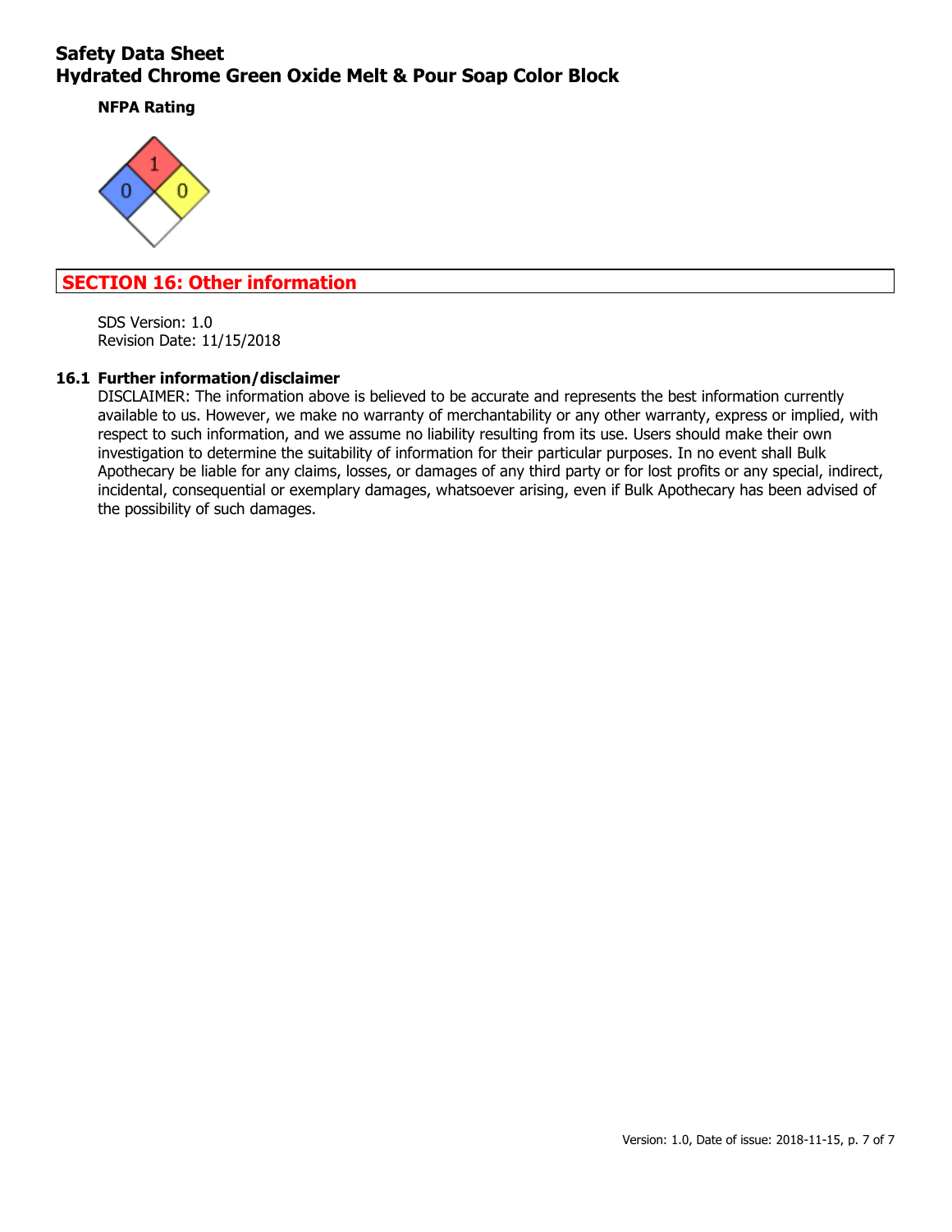**NFPA Rating**

1

0

0

## SECTION 16: Other information

SDS Version: 1.0
Revision Date: 11/15/2018

### 16.1 Further information/disclaimer

DISCLAIMER: The information above is believed to be accurate and represents the best information currently available to us. However, we make no warranty of merchantability or any other warranty, express or implied, with respect to such information, and we assume no liability resulting from its use. Users should make their own investigation to determine the suitability of information for their particular purposes. In no event shall Bulk Apothecary be liable for any claims, losses, or damages of any third party or for lost profits or any special, indirect, incidental, consequential or exemplary damages, whatsoever arising, even if Bulk Apothecary has been advised of the possibility of such damages.